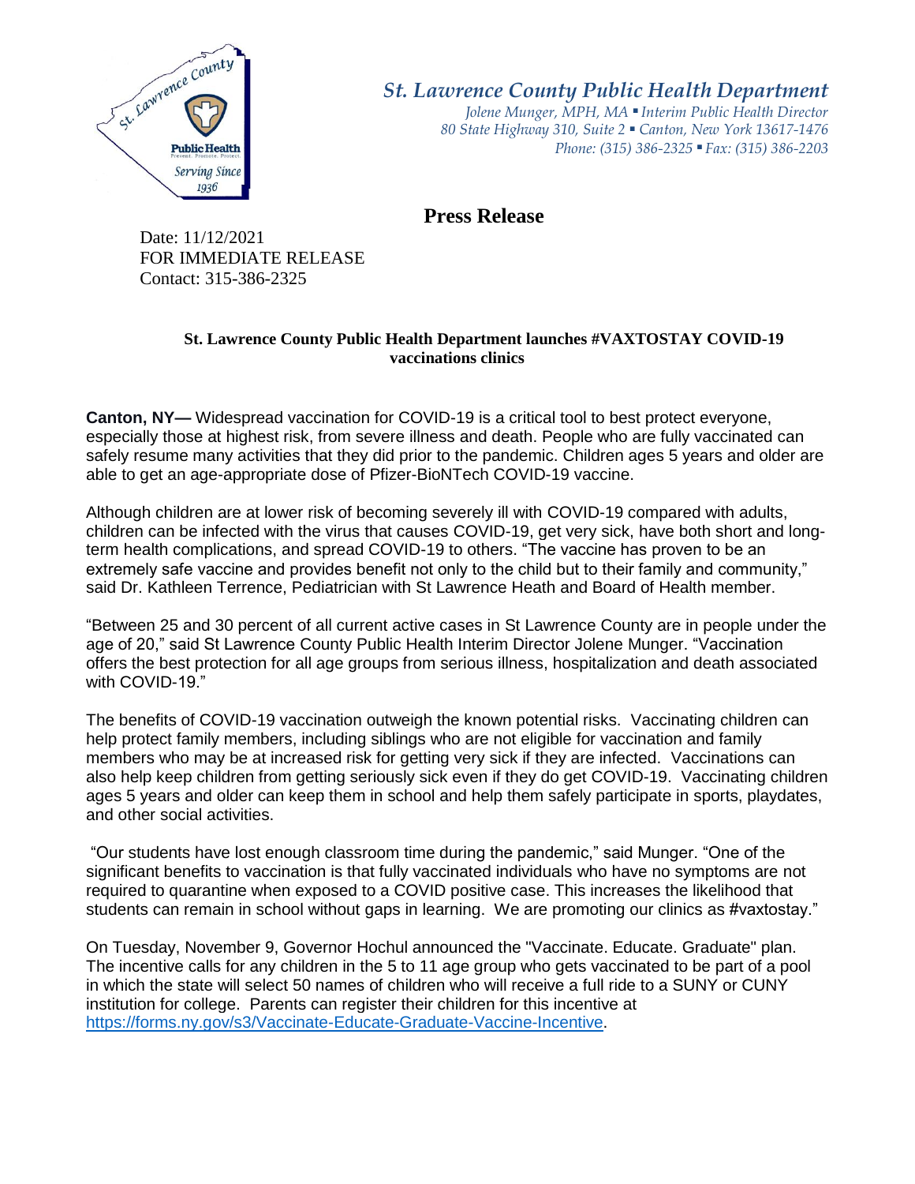*St. Lawrence County Public Health Department*

*Jolene Munger, MPH, MA ▪ Interim Public Health Director*
*80 State Highway 310, Suite 2 ▪ Canton, New York 13617-1476*
*Phone: (315) 386-2325 ▪ Fax: (315) 386-2203*

## Press Release

Date: 11/12/2021
FOR IMMEDIATE RELEASE
Contact: 315-386-2325

### St. Lawrence County Public Health Department launches #VAXTOSTAY COVID-19 vaccinations clinics

**Canton, NY—** Widespread vaccination for COVID-19 is a critical tool to best protect everyone, especially those at highest risk, from severe illness and death. People who are fully vaccinated can safely resume many activities that they did prior to the pandemic. Children ages 5 years and older are able to get an age-appropriate dose of Pfizer-BioNTech COVID-19 vaccine.

Although children are at lower risk of becoming severely ill with COVID-19 compared with adults, children can be infected with the virus that causes COVID-19, get very sick, have both short and long-term health complications, and spread COVID-19 to others. "The vaccine has proven to be an extremely safe vaccine and provides benefit not only to the child but to their family and community," said Dr. Kathleen Terrence, Pediatrician with St Lawrence Heath and Board of Health member.

"Between 25 and 30 percent of all current active cases in St Lawrence County are in people under the age of 20," said St Lawrence County Public Health Interim Director Jolene Munger. "Vaccination offers the best protection for all age groups from serious illness, hospitalization and death associated with COVID-19."

The benefits of COVID-19 vaccination outweigh the known potential risks. Vaccinating children can help protect family members, including siblings who are not eligible for vaccination and family members who may be at increased risk for getting very sick if they are infected. Vaccinations can also help keep children from getting seriously sick even if they do get COVID-19. Vaccinating children ages 5 years and older can keep them in school and help them safely participate in sports, playdates, and other social activities.

"Our students have lost enough classroom time during the pandemic," said Munger. "One of the significant benefits to vaccination is that fully vaccinated individuals who have no symptoms are not required to quarantine when exposed to a COVID positive case. This increases the likelihood that students can remain in school without gaps in learning. We are promoting our clinics as #vaxtostay."

On Tuesday, November 9, Governor Hochul announced the "Vaccinate. Educate. Graduate" plan. The incentive calls for any children in the 5 to 11 age group who gets vaccinated to be part of a pool in which the state will select 50 names of children who will receive a full ride to a SUNY or CUNY institution for college. Parents can register their children for this incentive at https://forms.ny.gov/s3/Vaccinate-Educate-Graduate-Vaccine-Incentive.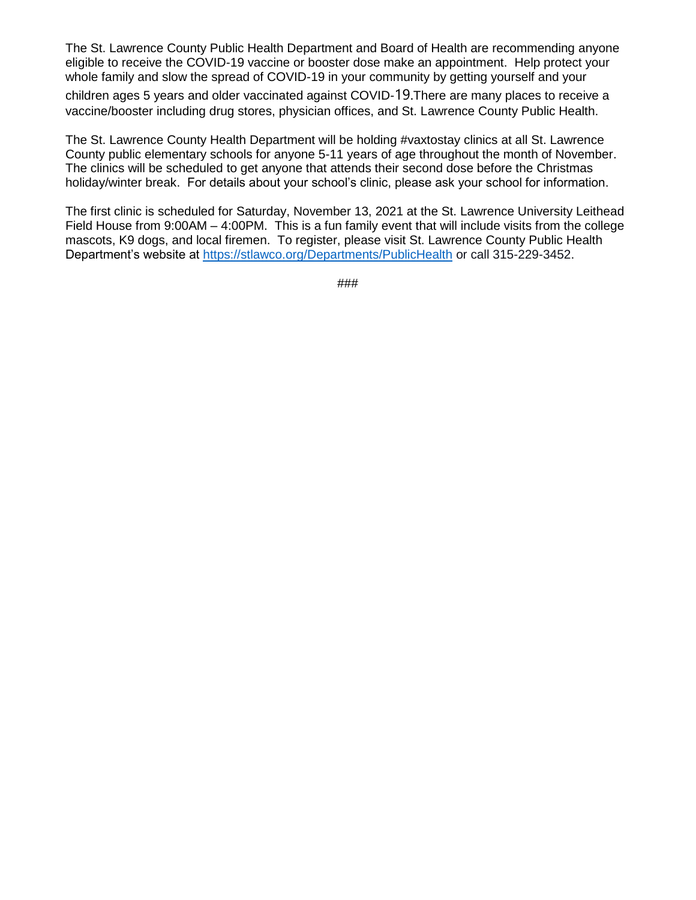The St. Lawrence County Public Health Department and Board of Health are recommending anyone eligible to receive the COVID-19 vaccine or booster dose make an appointment. Help protect your whole family and slow the spread of COVID-19 in your community by getting yourself and your children ages 5 years and older vaccinated against COVID-19.There are many places to receive a vaccine/booster including drug stores, physician offices, and St. Lawrence County Public Health.

The St. Lawrence County Health Department will be holding #vaxtostay clinics at all St. Lawrence County public elementary schools for anyone 5-11 years of age throughout the month of November. The clinics will be scheduled to get anyone that attends their second dose before the Christmas holiday/winter break. For details about your school's clinic, please ask your school for information.

The first clinic is scheduled for Saturday, November 13, 2021 at the St. Lawrence University Leithead Field House from 9:00AM – 4:00PM. This is a fun family event that will include visits from the college mascots, K9 dogs, and local firemen. To register, please visit St. Lawrence County Public Health Department's website at https://stlawco.org/Departments/PublicHealth or call 315-229-3452.

###